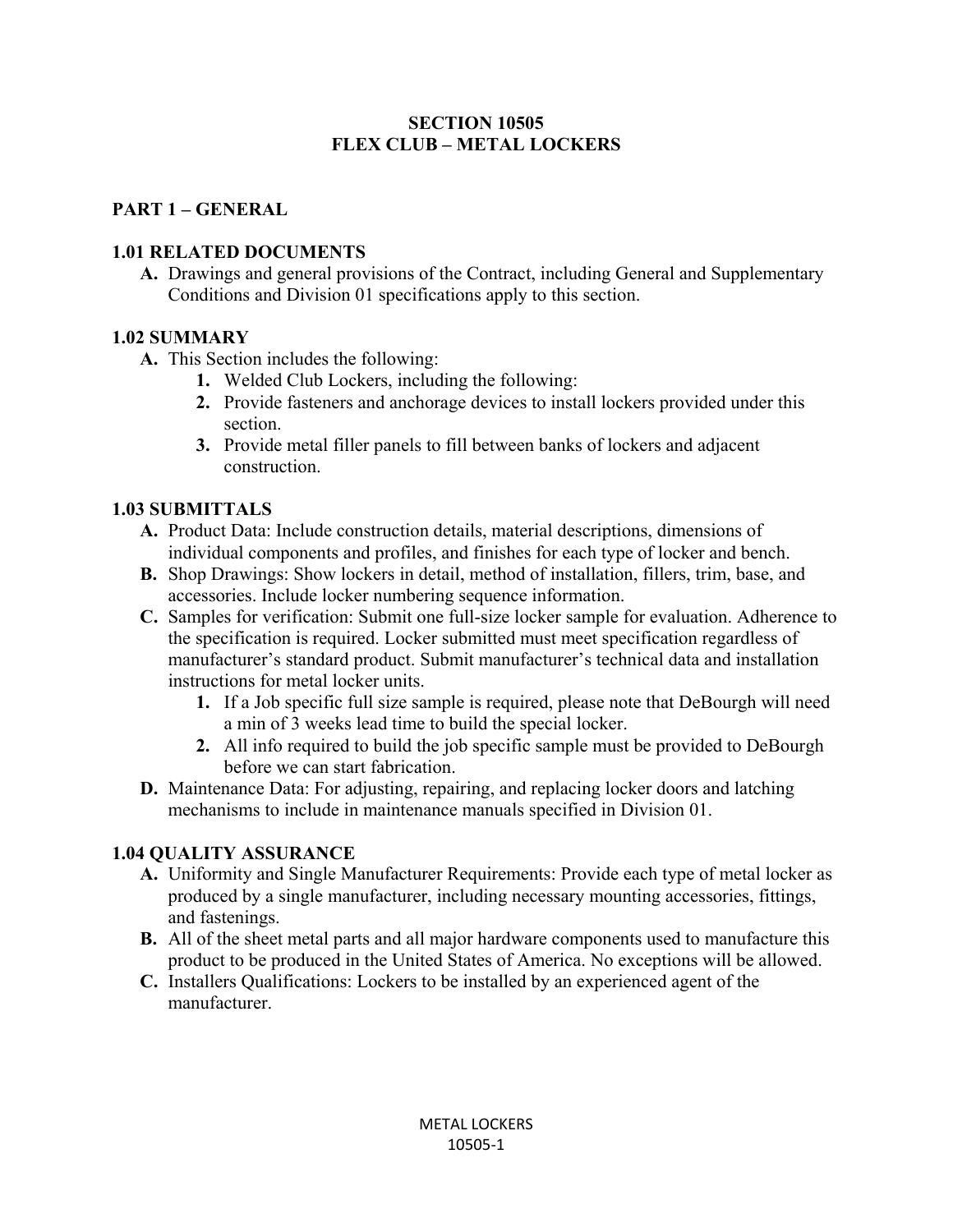# SECTION 10505
# FLEX CLUB – METAL LOCKERS

## PART 1 – GENERAL

### 1.01 RELATED DOCUMENTS

**A.** Drawings and general provisions of the Contract, including General and Supplementary Conditions and Division 01 specifications apply to this section.

### 1.02 SUMMARY

**A.** This Section includes the following:

1. Welded Club Lockers, including the following:
2. Provide fasteners and anchorage devices to install lockers provided under this section.
3. Provide metal filler panels to fill between banks of lockers and adjacent construction.

### 1.03 SUBMITTALS

**A.** Product Data: Include construction details, material descriptions, dimensions of individual components and profiles, and finishes for each type of locker and bench.

**B.** Shop Drawings: Show lockers in detail, method of installation, fillers, trim, base, and accessories. Include locker numbering sequence information.

**C.** Samples for verification: Submit one full-size locker sample for evaluation. Adherence to the specification is required. Locker submitted must meet specification regardless of manufacturer's standard product. Submit manufacturer's technical data and installation instructions for metal locker units.

1. If a Job specific full size sample is required, please note that DeBourgh will need a min of 3 weeks lead time to build the special locker.
2. All info required to build the job specific sample must be provided to DeBourgh before we can start fabrication.

**D.** Maintenance Data: For adjusting, repairing, and replacing locker doors and latching mechanisms to include in maintenance manuals specified in Division 01.

### 1.04 QUALITY ASSURANCE

**A.** Uniformity and Single Manufacturer Requirements: Provide each type of metal locker as produced by a single manufacturer, including necessary mounting accessories, fittings, and fastenings.

**B.** All of the sheet metal parts and all major hardware components used to manufacture this product to be produced in the United States of America. No exceptions will be allowed.

**C.** Installers Qualifications: Lockers to be installed by an experienced agent of the manufacturer.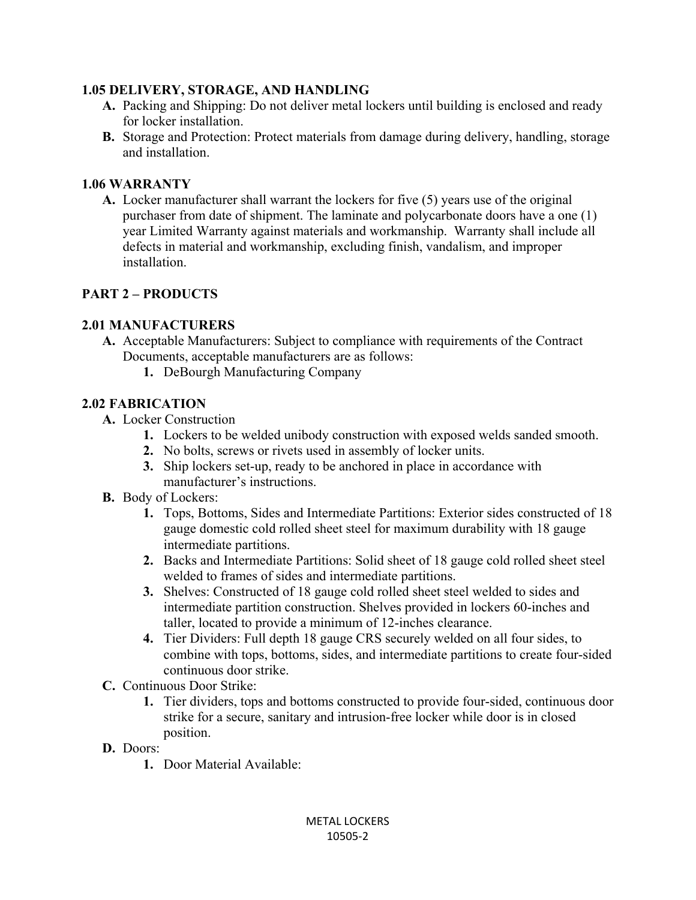### 1.05 DELIVERY, STORAGE, AND HANDLING

**A.** Packing and Shipping: Do not deliver metal lockers until building is enclosed and ready for locker installation.

**B.** Storage and Protection: Protect materials from damage during delivery, handling, storage and installation.

### 1.06 WARRANTY

**A.** Locker manufacturer shall warrant the lockers for five (5) years use of the original purchaser from date of shipment. The laminate and polycarbonate doors have a one (1) year Limited Warranty against materials and workmanship. Warranty shall include all defects in material and workmanship, excluding finish, vandalism, and improper installation.

## PART 2 – PRODUCTS

### 2.01 MANUFACTURERS

**A.** Acceptable Manufacturers: Subject to compliance with requirements of the Contract Documents, acceptable manufacturers are as follows:

   **1.** DeBourgh Manufacturing Company

### 2.02 FABRICATION

**A.** Locker Construction

   **1.** Lockers to be welded unibody construction with exposed welds sanded smooth.

   **2.** No bolts, screws or rivets used in assembly of locker units.

   **3.** Ship lockers set-up, ready to be anchored in place in accordance with manufacturer's instructions.

**B.** Body of Lockers:

   **1.** Tops, Bottoms, Sides and Intermediate Partitions: Exterior sides constructed of 18 gauge domestic cold rolled sheet steel for maximum durability with 18 gauge intermediate partitions.

   **2.** Backs and Intermediate Partitions: Solid sheet of 18 gauge cold rolled sheet steel welded to frames of sides and intermediate partitions.

   **3.** Shelves: Constructed of 18 gauge cold rolled sheet steel welded to sides and intermediate partition construction. Shelves provided in lockers 60-inches and taller, located to provide a minimum of 12-inches clearance.

   **4.** Tier Dividers: Full depth 18 gauge CRS securely welded on all four sides, to combine with tops, bottoms, sides, and intermediate partitions to create four-sided continuous door strike.

**C.** Continuous Door Strike:

   **1.** Tier dividers, tops and bottoms constructed to provide four-sided, continuous door strike for a secure, sanitary and intrusion-free locker while door is in closed position.

**D.** Doors:

   **1.** Door Material Available: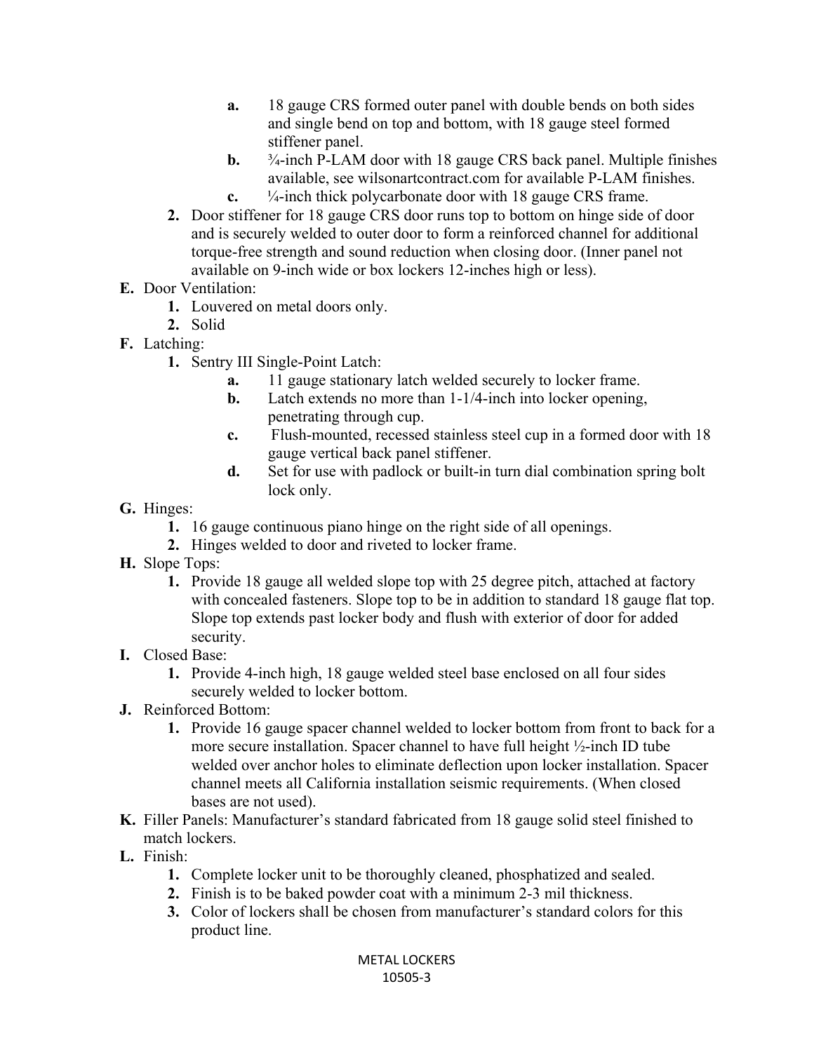- **a.** 18 gauge CRS formed outer panel with double bends on both sides and single bend on top and bottom, with 18 gauge steel formed stiffener panel.
   - **b.** ¾-inch P-LAM door with 18 gauge CRS back panel. Multiple finishes available, see wilsonartcontract.com for available P-LAM finishes.
   - **c.** ¼-inch thick polycarbonate door with 18 gauge CRS frame.

2. Door stiffener for 18 gauge CRS door runs top to bottom on hinge side of door and is securely welded to outer door to form a reinforced channel for additional torque-free strength and sound reduction when closing door. (Inner panel not available on 9-inch wide or box lockers 12-inches high or less).

**E.** Door Ventilation:

1. Louvered on metal doors only.
2. Solid

**F.** Latching:

1. Sentry III Single-Point Latch:
   - **a.** 11 gauge stationary latch welded securely to locker frame.
   - **b.** Latch extends no more than 1-1/4-inch into locker opening, penetrating through cup.
   - **c.** Flush-mounted, recessed stainless steel cup in a formed door with 18 gauge vertical back panel stiffener.
   - **d.** Set for use with padlock or built-in turn dial combination spring bolt lock only.

**G.** Hinges:

1. 16 gauge continuous piano hinge on the right side of all openings.
2. Hinges welded to door and riveted to locker frame.

**H.** Slope Tops:

1. Provide 18 gauge all welded slope top with 25 degree pitch, attached at factory with concealed fasteners. Slope top to be in addition to standard 18 gauge flat top. Slope top extends past locker body and flush with exterior of door for added security.

**I.** Closed Base:

1. Provide 4-inch high, 18 gauge welded steel base enclosed on all four sides securely welded to locker bottom.

**J.** Reinforced Bottom:

1. Provide 16 gauge spacer channel welded to locker bottom from front to back for a more secure installation. Spacer channel to have full height ½-inch ID tube welded over anchor holes to eliminate deflection upon locker installation. Spacer channel meets all California installation seismic requirements. (When closed bases are not used).

**K.** Filler Panels: Manufacturer's standard fabricated from 18 gauge solid steel finished to match lockers.

**L.** Finish:

1. Complete locker unit to be thoroughly cleaned, phosphatized and sealed.
2. Finish is to be baked powder coat with a minimum 2-3 mil thickness.
3. Color of lockers shall be chosen from manufacturer's standard colors for this product line.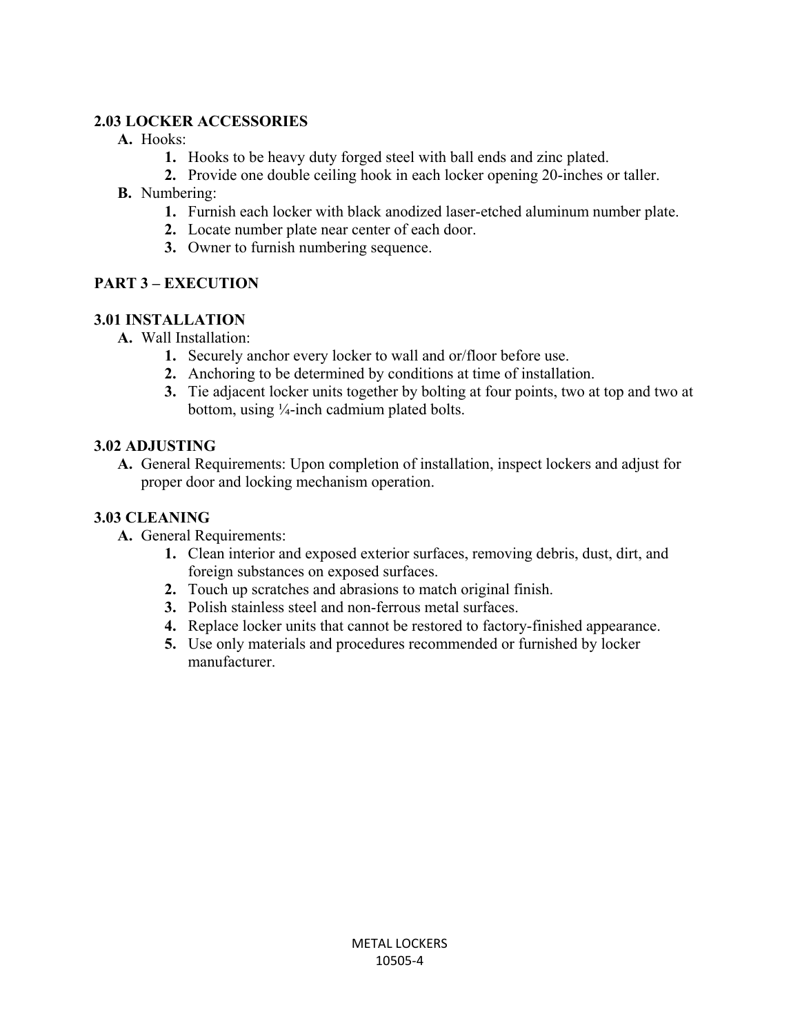### 2.03 LOCKER ACCESSORIES

**A.** Hooks:

1. Hooks to be heavy duty forged steel with ball ends and zinc plated.
2. Provide one double ceiling hook in each locker opening 20-inches or taller.

**B.** Numbering:

1. Furnish each locker with black anodized laser-etched aluminum number plate.
2. Locate number plate near center of each door.
3. Owner to furnish numbering sequence.

## PART 3 – EXECUTION

### 3.01 INSTALLATION

**A.** Wall Installation:

1. Securely anchor every locker to wall and or/floor before use.
2. Anchoring to be determined by conditions at time of installation.
3. Tie adjacent locker units together by bolting at four points, two at top and two at bottom, using ¼-inch cadmium plated bolts.

### 3.02 ADJUSTING

**A.** General Requirements: Upon completion of installation, inspect lockers and adjust for proper door and locking mechanism operation.

### 3.03 CLEANING

**A.** General Requirements:

1. Clean interior and exposed exterior surfaces, removing debris, dust, dirt, and foreign substances on exposed surfaces.
2. Touch up scratches and abrasions to match original finish.
3. Polish stainless steel and non-ferrous metal surfaces.
4. Replace locker units that cannot be restored to factory-finished appearance.
5. Use only materials and procedures recommended or furnished by locker manufacturer.